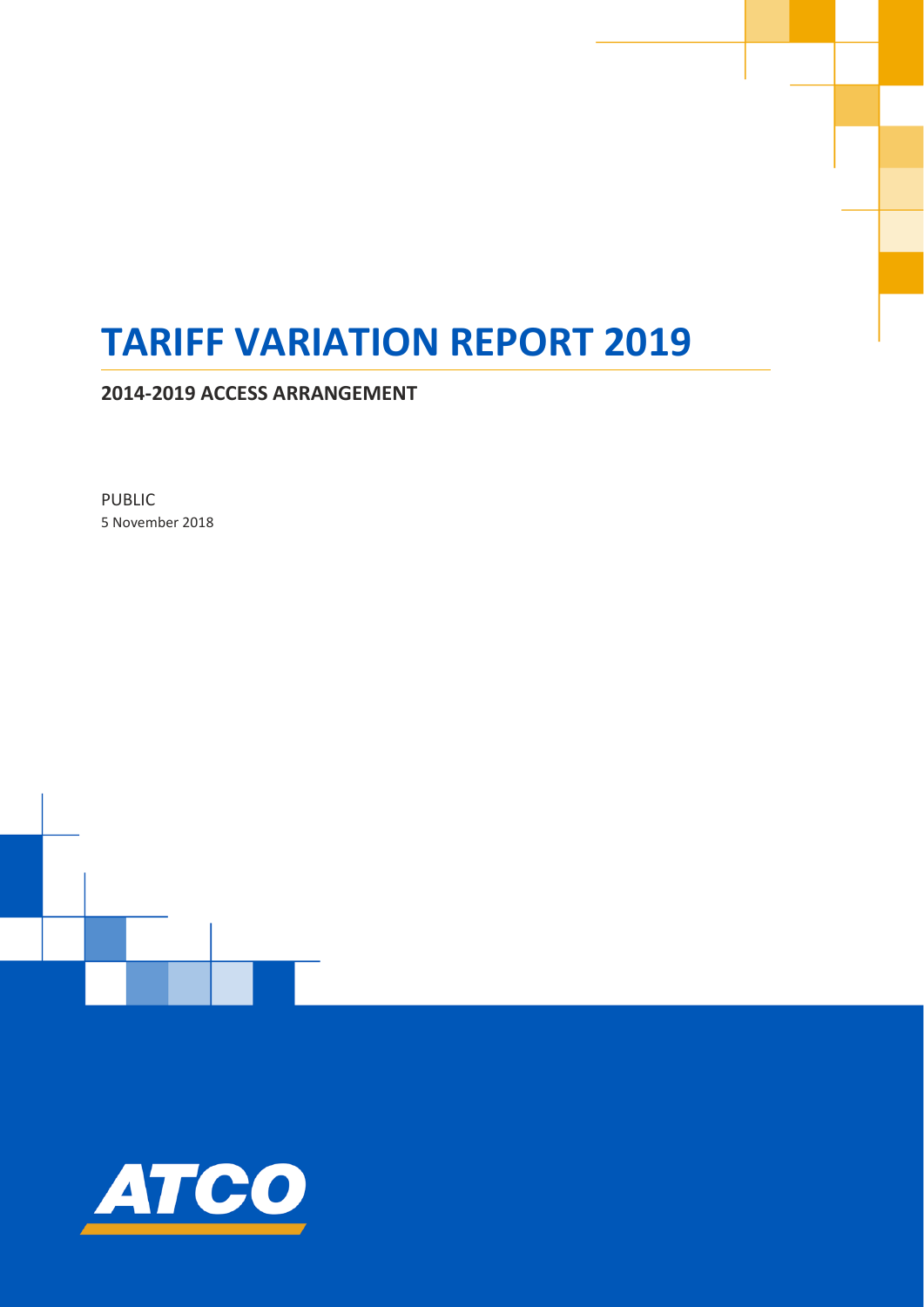# TARIFF VARIATION REPORT 2019

## 2014-2019 ACCESS ARRANGEMENT

PUBLIC

5 November 2018

ATCO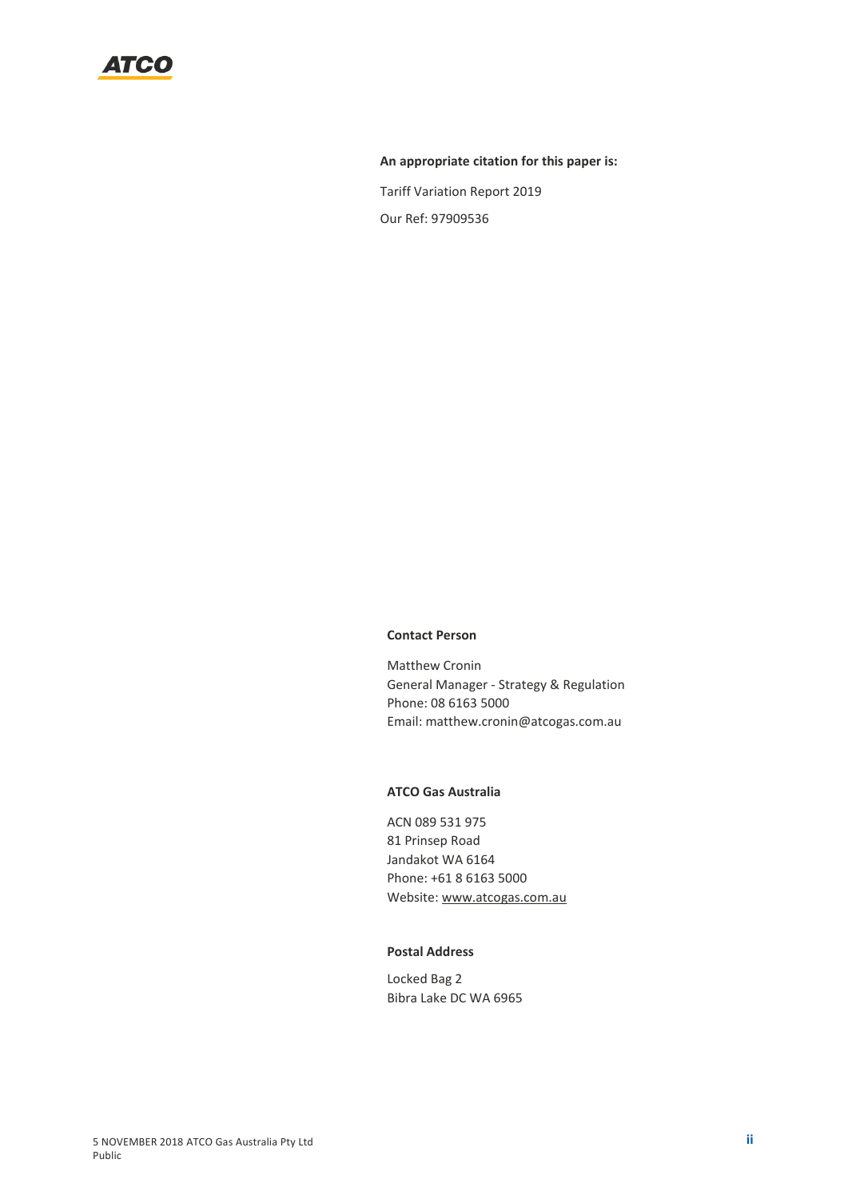**An appropriate citation for this paper is:**

Tariff Variation Report 2019

Our Ref: 97909536

**Contact Person**

Matthew Cronin
General Manager - Strategy & Regulation
Phone: 08 6163 5000
Email: matthew.cronin@atcogas.com.au

**ATCO Gas Australia**

ACN 089 531 975
81 Prinsep Road
Jandakot WA 6164
Phone: +61 8 6163 5000
Website: www.atcogas.com.au

**Postal Address**

Locked Bag 2
Bibra Lake DC WA 6965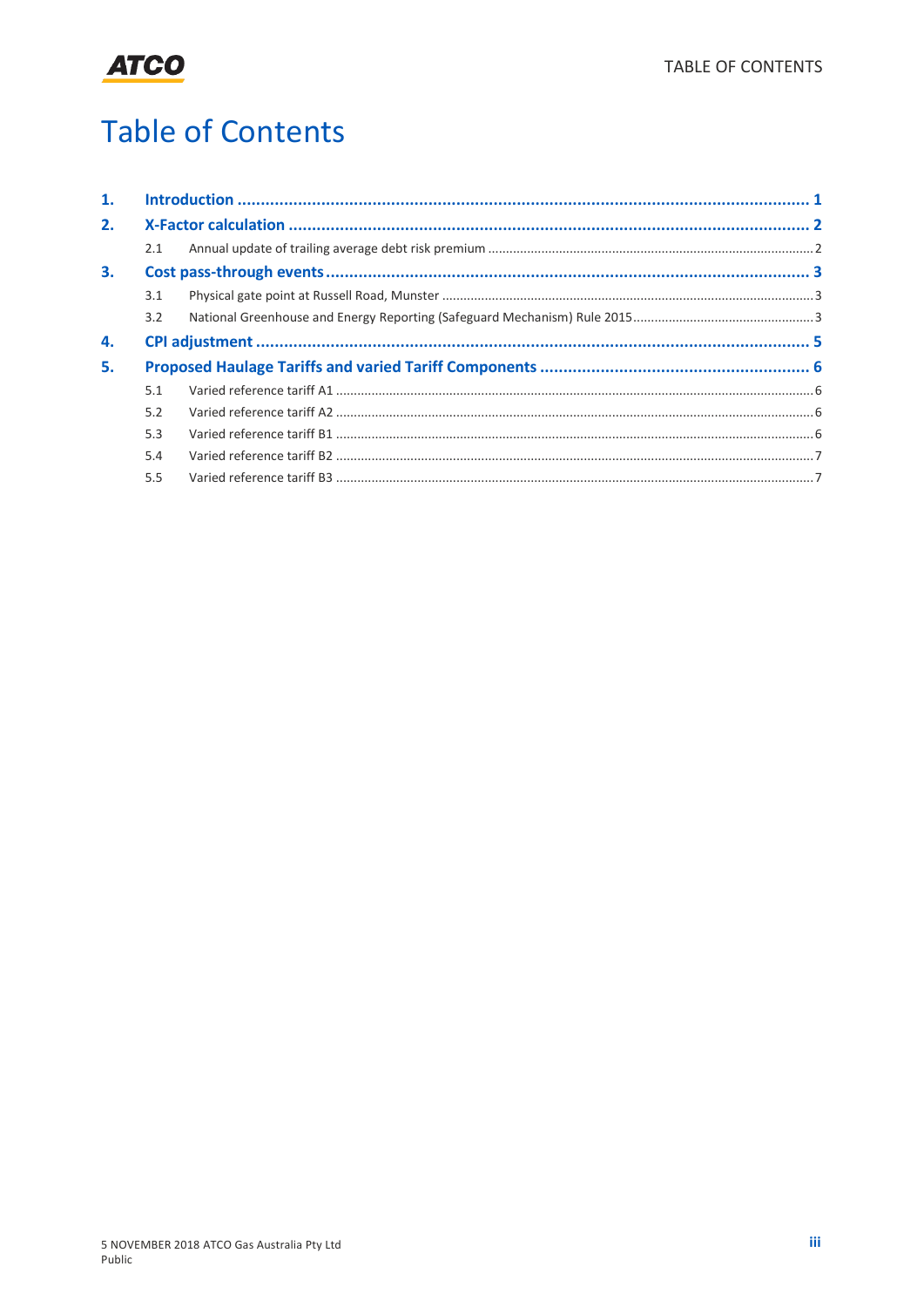# Table of Contents

1. **Introduction** ........................................................................................................................ 1
2. **X-Factor calculation** ............................................................................................................ 2
   - 2.1 Annual update of trailing average debt risk premium ............................................................ 2
3. **Cost pass-through events** ...................................................................................................... 3
   - 3.1 Physical gate point at Russell Road, Munster ....................................................................... 3
   - 3.2 National Greenhouse and Energy Reporting (Safeguard Mechanism) Rule 2015 ........................ 3
4. **CPI adjustment** ...................................................................................................................... 5
5. **Proposed Haulage Tariffs and varied Tariff Components** ........................................................ 6
   - 5.1 Varied reference tariff A1 ...................................................................................................... 6
   - 5.2 Varied reference tariff A2 ...................................................................................................... 6
   - 5.3 Varied reference tariff B1 ...................................................................................................... 6
   - 5.4 Varied reference tariff B2 ...................................................................................................... 7
   - 5.5 Varied reference tariff B3 ...................................................................................................... 7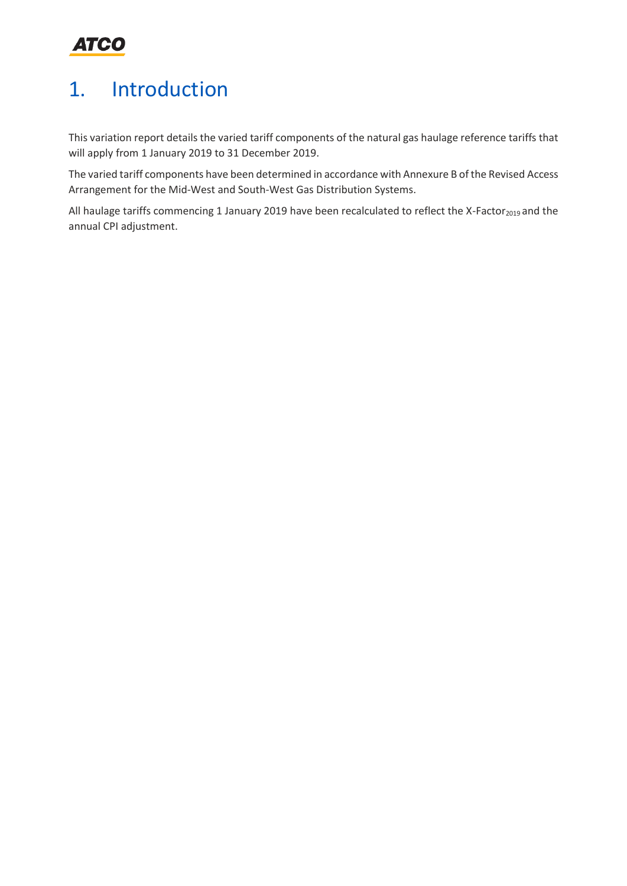# 1. Introduction

This variation report details the varied tariff components of the natural gas haulage reference tariffs that will apply from 1 January 2019 to 31 December 2019.

The varied tariff components have been determined in accordance with Annexure B of the Revised Access Arrangement for the Mid-West and South-West Gas Distribution Systems.

All haulage tariffs commencing 1 January 2019 have been recalculated to reflect the X-$Factor_{2019}$ and the annual CPI adjustment.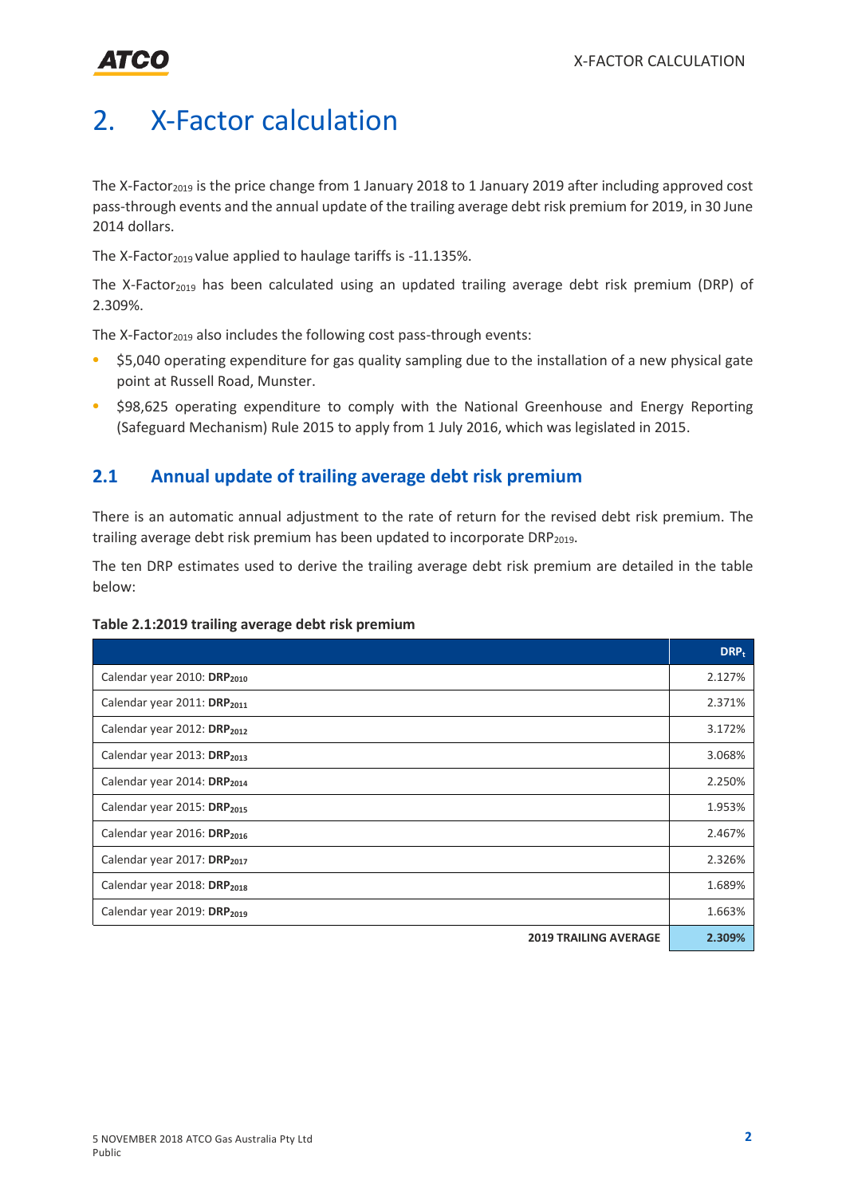# 2. X-Factor calculation

The $\text{X-Factor}_{2019}$ is the price change from 1 January 2018 to 1 January 2019 after including approved cost pass-through events and the annual update of the trailing average debt risk premium for 2019, in 30 June 2014 dollars.

The $\text{X-Factor}_{2019}$ value applied to haulage tariffs is -11.135%.

The $\text{X-Factor}_{2019}$ has been calculated using an updated trailing average debt risk premium (DRP) of 2.309%.

The $\text{X-Factor}_{2019}$ also includes the following cost pass-through events:

- $5,040 operating expenditure for gas quality sampling due to the installation of a new physical gate point at Russell Road, Munster.
- $98,625 operating expenditure to comply with the National Greenhouse and Energy Reporting (Safeguard Mechanism) Rule 2015 to apply from 1 July 2016, which was legislated in 2015.

## 2.1 Annual update of trailing average debt risk premium

There is an automatic annual adjustment to the rate of return for the revised debt risk premium. The trailing average debt risk premium has been updated to incorporate $\text{DRP}_{2019}$.

The ten DRP estimates used to derive the trailing average debt risk premium are detailed in the table below:

**Table 2.1:2019 trailing average debt risk premium**

| | $\text{DRP}_t$ |
|---|---|
| Calendar year 2010: $\textbf{DRP}_{2010}$ | 2.127% |
| Calendar year 2011: $\textbf{DRP}_{2011}$ | 2.371% |
| Calendar year 2012: $\textbf{DRP}_{2012}$ | 3.172% |
| Calendar year 2013: $\textbf{DRP}_{2013}$ | 3.068% |
| Calendar year 2014: $\textbf{DRP}_{2014}$ | 2.250% |
| Calendar year 2015: $\textbf{DRP}_{2015}$ | 1.953% |
| Calendar year 2016: $\textbf{DRP}_{2016}$ | 2.467% |
| Calendar year 2017: $\textbf{DRP}_{2017}$ | 2.326% |
| Calendar year 2018: $\textbf{DRP}_{2018}$ | 1.689% |
| Calendar year 2019: $\textbf{DRP}_{2019}$ | 1.663% |
| **2019 TRAILING AVERAGE** | **2.309%** |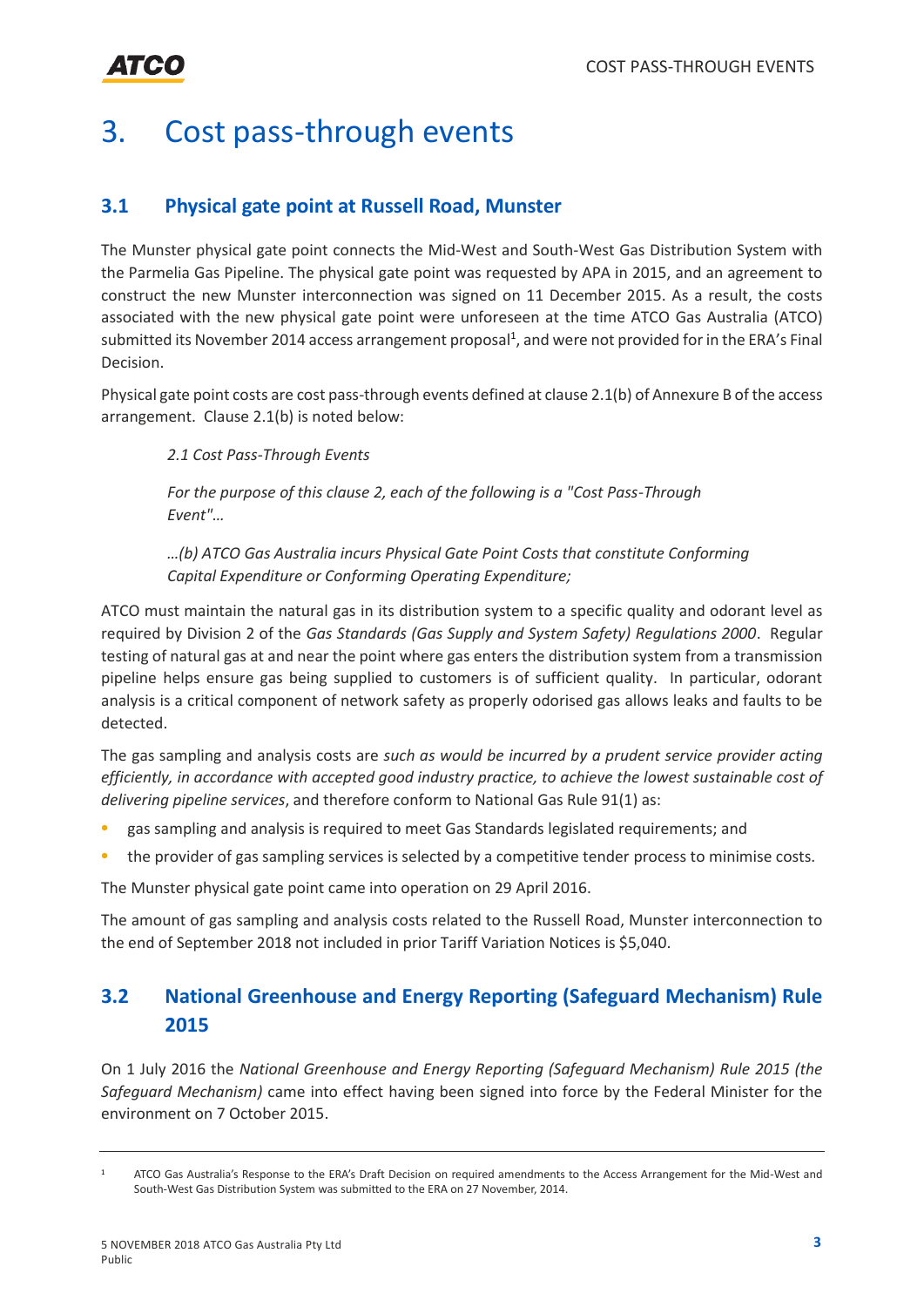# 3. Cost pass-through events

## 3.1 Physical gate point at Russell Road, Munster

The Munster physical gate point connects the Mid-West and South-West Gas Distribution System with the Parmelia Gas Pipeline. The physical gate point was requested by APA in 2015, and an agreement to construct the new Munster interconnection was signed on 11 December 2015. As a result, the costs associated with the new physical gate point were unforeseen at the time ATCO Gas Australia (ATCO) submitted its November 2014 access arrangement proposal[1], and were not provided for in the ERA's Final Decision.

Physical gate point costs are cost pass-through events defined at clause 2.1(b) of Annexure B of the access arrangement. Clause 2.1(b) is noted below:

> *2.1 Cost Pass-Through Events*
>
> *For the purpose of this clause 2, each of the following is a "Cost Pass-Through Event"…*
>
> *…(b) ATCO Gas Australia incurs Physical Gate Point Costs that constitute Conforming Capital Expenditure or Conforming Operating Expenditure;*

ATCO must maintain the natural gas in its distribution system to a specific quality and odorant level as required by Division 2 of the *Gas Standards (Gas Supply and System Safety) Regulations 2000*. Regular testing of natural gas at and near the point where gas enters the distribution system from a transmission pipeline helps ensure gas being supplied to customers is of sufficient quality. In particular, odorant analysis is a critical component of network safety as properly odorised gas allows leaks and faults to be detected.

The gas sampling and analysis costs are *such as would be incurred by a prudent service provider acting efficiently, in accordance with accepted good industry practice, to achieve the lowest sustainable cost of delivering pipeline services*, and therefore conform to National Gas Rule 91(1) as:

- gas sampling and analysis is required to meet Gas Standards legislated requirements; and
- the provider of gas sampling services is selected by a competitive tender process to minimise costs.

The Munster physical gate point came into operation on 29 April 2016.

The amount of gas sampling and analysis costs related to the Russell Road, Munster interconnection to the end of September 2018 not included in prior Tariff Variation Notices is $5,040.

## 3.2 National Greenhouse and Energy Reporting (Safeguard Mechanism) Rule 2015

On 1 July 2016 the *National Greenhouse and Energy Reporting (Safeguard Mechanism) Rule 2015 (the Safeguard Mechanism)* came into effect having been signed into force by the Federal Minister for the environment on 7 October 2015.

[1] ATCO Gas Australia's Response to the ERA's Draft Decision on required amendments to the Access Arrangement for the Mid-West and South-West Gas Distribution System was submitted to the ERA on 27 November, 2014.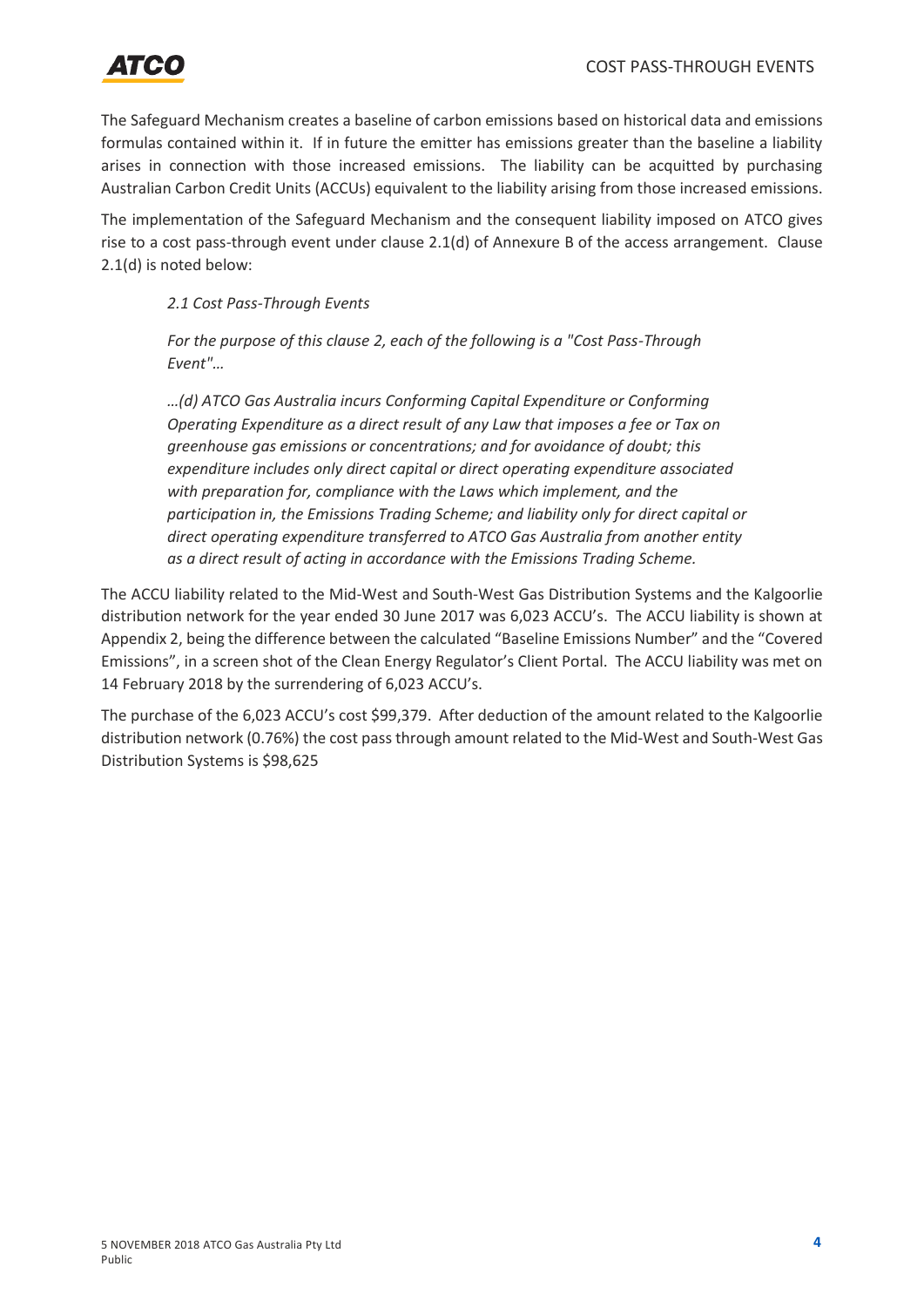The Safeguard Mechanism creates a baseline of carbon emissions based on historical data and emissions formulas contained within it. If in future the emitter has emissions greater than the baseline a liability arises in connection with those increased emissions. The liability can be acquitted by purchasing Australian Carbon Credit Units (ACCUs) equivalent to the liability arising from those increased emissions.

The implementation of the Safeguard Mechanism and the consequent liability imposed on ATCO gives rise to a cost pass-through event under clause 2.1(d) of Annexure B of the access arrangement. Clause 2.1(d) is noted below:

> *2.1 Cost Pass-Through Events*
>
> *For the purpose of this clause 2, each of the following is a "Cost Pass-Through Event"…*
>
> *…(d) ATCO Gas Australia incurs Conforming Capital Expenditure or Conforming Operating Expenditure as a direct result of any Law that imposes a fee or Tax on greenhouse gas emissions or concentrations; and for avoidance of doubt; this expenditure includes only direct capital or direct operating expenditure associated with preparation for, compliance with the Laws which implement, and the participation in, the Emissions Trading Scheme; and liability only for direct capital or direct operating expenditure transferred to ATCO Gas Australia from another entity as a direct result of acting in accordance with the Emissions Trading Scheme.*

The ACCU liability related to the Mid-West and South-West Gas Distribution Systems and the Kalgoorlie distribution network for the year ended 30 June 2017 was 6,023 ACCU's. The ACCU liability is shown at Appendix 2, being the difference between the calculated "Baseline Emissions Number" and the "Covered Emissions", in a screen shot of the Clean Energy Regulator's Client Portal. The ACCU liability was met on 14 February 2018 by the surrendering of 6,023 ACCU's.

The purchase of the 6,023 ACCU's cost $99,379. After deduction of the amount related to the Kalgoorlie distribution network (0.76%) the cost pass through amount related to the Mid-West and South-West Gas Distribution Systems is $98,625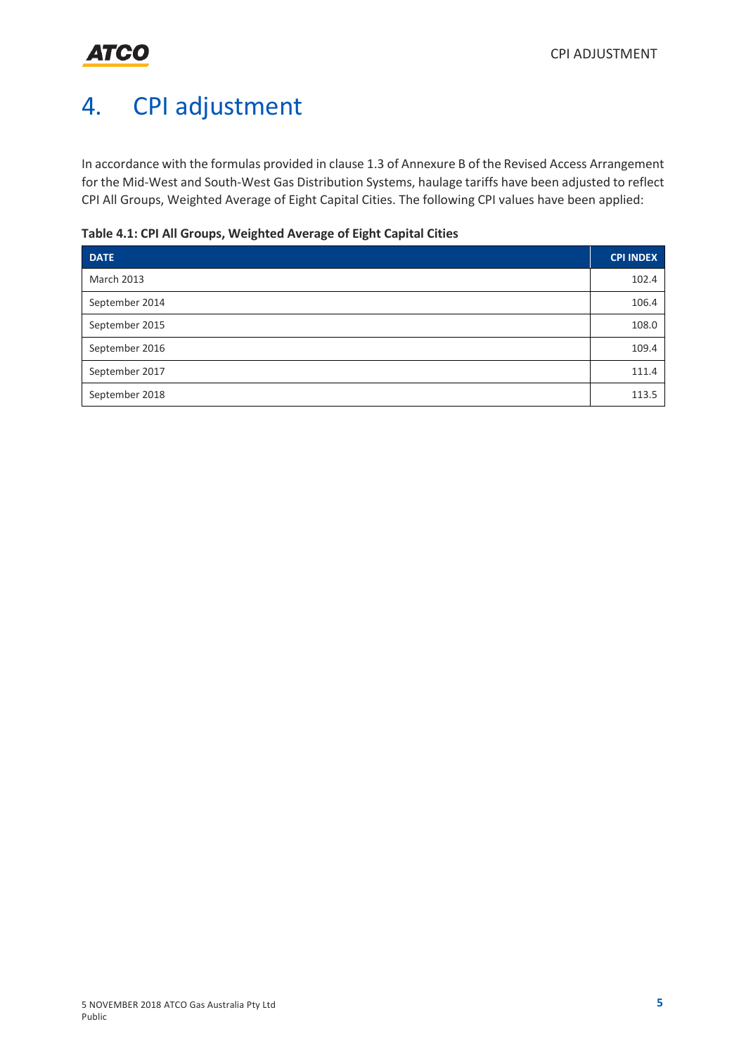# 4. CPI adjustment

In accordance with the formulas provided in clause 1.3 of Annexure B of the Revised Access Arrangement for the Mid-West and South-West Gas Distribution Systems, haulage tariffs have been adjusted to reflect CPI All Groups, Weighted Average of Eight Capital Cities. The following CPI values have been applied:

**Table 4.1: CPI All Groups, Weighted Average of Eight Capital Cities**

| DATE | CPI INDEX |
|---|---:|
| March 2013 | 102.4 |
| September 2014 | 106.4 |
| September 2015 | 108.0 |
| September 2016 | 109.4 |
| September 2017 | 111.4 |
| September 2018 | 113.5 |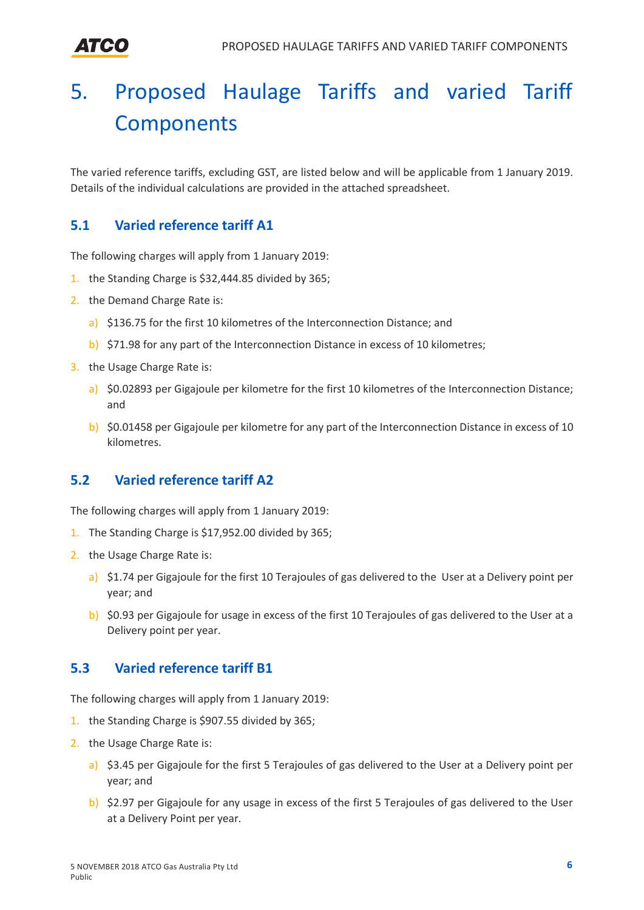# 5. Proposed Haulage Tariffs and varied Tariff Components

The varied reference tariffs, excluding GST, are listed below and will be applicable from 1 January 2019. Details of the individual calculations are provided in the attached spreadsheet.

## 5.1 Varied reference tariff A1

The following charges will apply from 1 January 2019:

1. the Standing Charge is $32,444.85 divided by 365;
2. the Demand Charge Rate is:
   a) $136.75 for the first 10 kilometres of the Interconnection Distance; and
   b) $71.98 for any part of the Interconnection Distance in excess of 10 kilometres;
3. the Usage Charge Rate is:
   a) $0.02893 per Gigajoule per kilometre for the first 10 kilometres of the Interconnection Distance; and
   b) $0.01458 per Gigajoule per kilometre for any part of the Interconnection Distance in excess of 10 kilometres.

## 5.2 Varied reference tariff A2

The following charges will apply from 1 January 2019:

1. The Standing Charge is $17,952.00 divided by 365;
2. the Usage Charge Rate is:
   a) $1.74 per Gigajoule for the first 10 Terajoules of gas delivered to the User at a Delivery point per year; and
   b) $0.93 per Gigajoule for usage in excess of the first 10 Terajoules of gas delivered to the User at a Delivery point per year.

## 5.3 Varied reference tariff B1

The following charges will apply from 1 January 2019:

1. the Standing Charge is $907.55 divided by 365;
2. the Usage Charge Rate is:
   a) $3.45 per Gigajoule for the first 5 Terajoules of gas delivered to the User at a Delivery point per year; and
   b) $2.97 per Gigajoule for any usage in excess of the first 5 Terajoules of gas delivered to the User at a Delivery Point per year.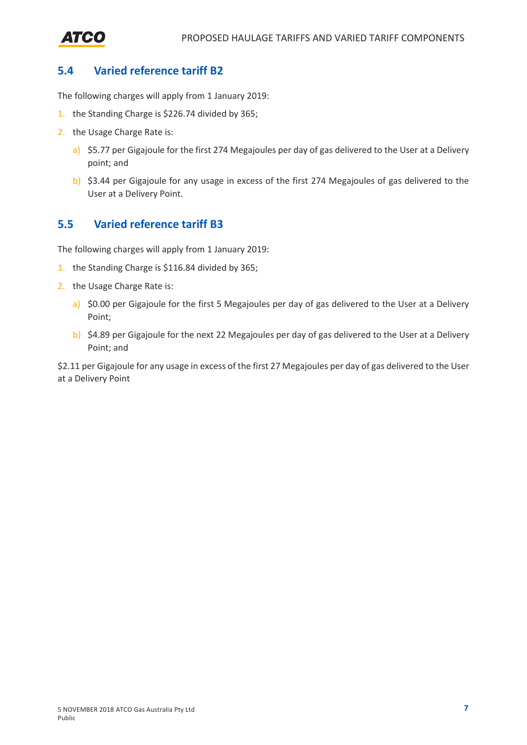## 5.4 Varied reference tariff B2

The following charges will apply from 1 January 2019:

1. the Standing Charge is $226.74 divided by 365;
2. the Usage Charge Rate is:
   a) $5.77 per Gigajoule for the first 274 Megajoules per day of gas delivered to the User at a Delivery point; and
   b) $3.44 per Gigajoule for any usage in excess of the first 274 Megajoules of gas delivered to the User at a Delivery Point.

## 5.5 Varied reference tariff B3

The following charges will apply from 1 January 2019:

1. the Standing Charge is $116.84 divided by 365;
2. the Usage Charge Rate is:
   a) $0.00 per Gigajoule for the first 5 Megajoules per day of gas delivered to the User at a Delivery Point;
   b) $4.89 per Gigajoule for the next 22 Megajoules per day of gas delivered to the User at a Delivery Point; and

$2.11 per Gigajoule for any usage in excess of the first 27 Megajoules per day of gas delivered to the User at a Delivery Point

5 NOVEMBER 2018 ATCO Gas Australia Pty Ltd
Public